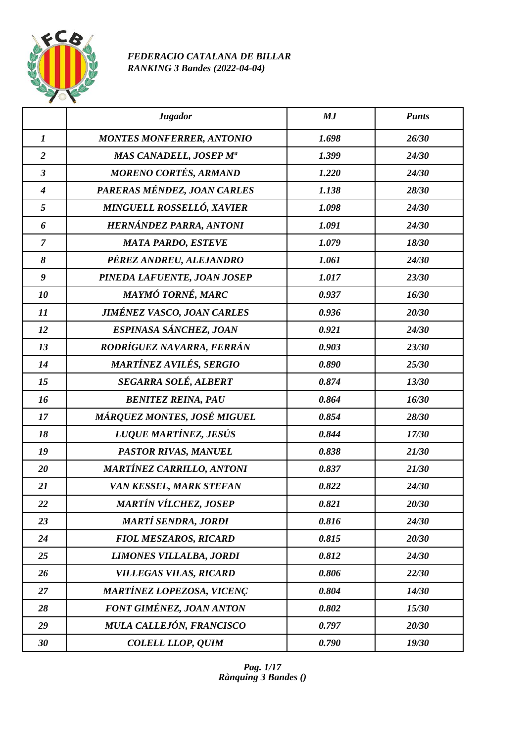*FEDERACIO CATALANA DE BILLAR*
*RANKING 3 Bandes (2022-04-04)*

| | Jugador | MJ | Punts |
|---|---|---|---|
| 1 | MONTES MONFERRER, ANTONIO | 1.698 | 26/30 |
| 2 | MAS CANADELL, JOSEP Mª | 1.399 | 24/30 |
| 3 | MORENO CORTÉS, ARMAND | 1.220 | 24/30 |
| 4 | PARERAS MÉNDEZ, JOAN CARLES | 1.138 | 28/30 |
| 5 | MINGUELL ROSSELLÓ, XAVIER | 1.098 | 24/30 |
| 6 | HERNÁNDEZ PARRA, ANTONI | 1.091 | 24/30 |
| 7 | MATA PARDO, ESTEVE | 1.079 | 18/30 |
| 8 | PÉREZ ANDREU, ALEJANDRO | 1.061 | 24/30 |
| 9 | PINEDA LAFUENTE, JOAN JOSEP | 1.017 | 23/30 |
| 10 | MAYMÓ TORNÉ, MARC | 0.937 | 16/30 |
| 11 | JIMÉNEZ VASCO, JOAN CARLES | 0.936 | 20/30 |
| 12 | ESPINASA SÁNCHEZ, JOAN | 0.921 | 24/30 |
| 13 | RODRÍGUEZ NAVARRA, FERRÁN | 0.903 | 23/30 |
| 14 | MARTÍNEZ AVILÉS, SERGIO | 0.890 | 25/30 |
| 15 | SEGARRA SOLÉ, ALBERT | 0.874 | 13/30 |
| 16 | BENITEZ REINA, PAU | 0.864 | 16/30 |
| 17 | MÁRQUEZ MONTES, JOSÉ MIGUEL | 0.854 | 28/30 |
| 18 | LUQUE MARTÍNEZ, JESÚS | 0.844 | 17/30 |
| 19 | PASTOR RIVAS, MANUEL | 0.838 | 21/30 |
| 20 | MARTÍNEZ CARRILLO, ANTONI | 0.837 | 21/30 |
| 21 | VAN KESSEL, MARK STEFAN | 0.822 | 24/30 |
| 22 | MARTÍN VÍLCHEZ, JOSEP | 0.821 | 20/30 |
| 23 | MARTÍ SENDRA, JORDI | 0.816 | 24/30 |
| 24 | FIOL MESZAROS, RICARD | 0.815 | 20/30 |
| 25 | LIMONES VILLALBA, JORDI | 0.812 | 24/30 |
| 26 | VILLEGAS VILAS, RICARD | 0.806 | 22/30 |
| 27 | MARTÍNEZ LOPEZOSA, VICENÇ | 0.804 | 14/30 |
| 28 | FONT GIMÉNEZ, JOAN ANTON | 0.802 | 15/30 |
| 29 | MULA CALLEJÓN, FRANCISCO | 0.797 | 20/30 |
| 30 | COLELL LLOP, QUIM | 0.790 | 19/30 |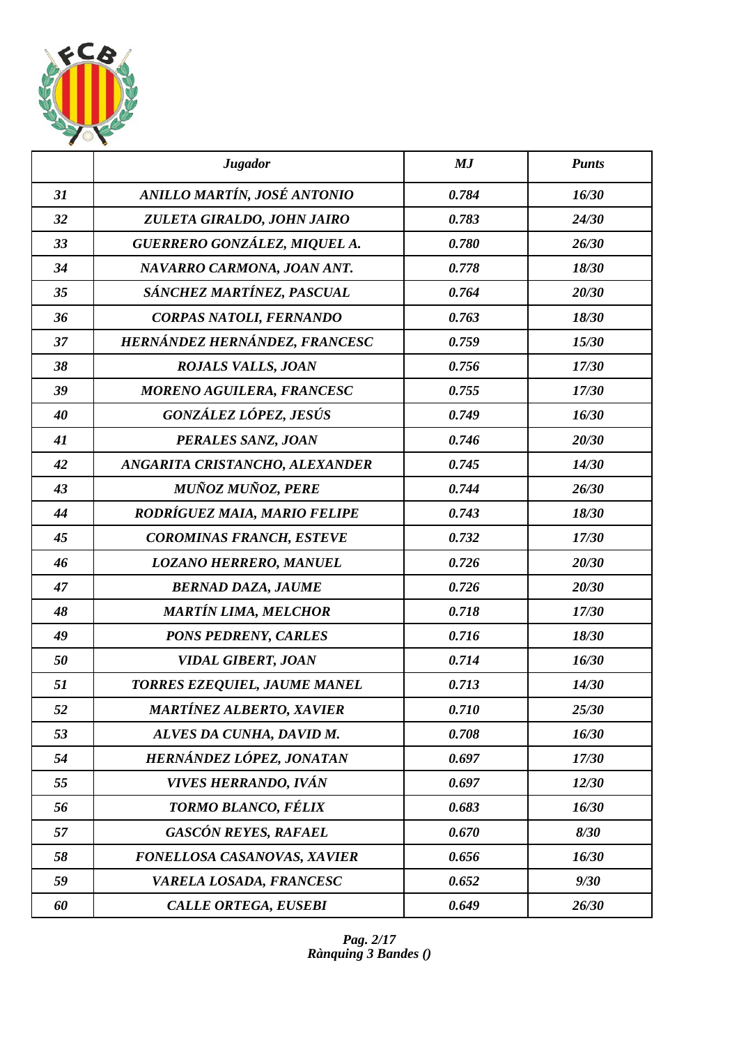| | Jugador | MJ | Punts |
|---|---|---|---|
| 31 | ANILLO MARTÍN, JOSÉ ANTONIO | 0.784 | 16/30 |
| 32 | ZULETA GIRALDO, JOHN JAIRO | 0.783 | 24/30 |
| 33 | GUERRERO GONZÁLEZ, MIQUEL A. | 0.780 | 26/30 |
| 34 | NAVARRO CARMONA, JOAN ANT. | 0.778 | 18/30 |
| 35 | SÁNCHEZ MARTÍNEZ, PASCUAL | 0.764 | 20/30 |
| 36 | CORPAS NATOLI, FERNANDO | 0.763 | 18/30 |
| 37 | HERNÁNDEZ HERNÁNDEZ, FRANCESC | 0.759 | 15/30 |
| 38 | ROJALS VALLS, JOAN | 0.756 | 17/30 |
| 39 | MORENO AGUILERA, FRANCESC | 0.755 | 17/30 |
| 40 | GONZÁLEZ LÓPEZ, JESÚS | 0.749 | 16/30 |
| 41 | PERALES SANZ, JOAN | 0.746 | 20/30 |
| 42 | ANGARITA CRISTANCHO, ALEXANDER | 0.745 | 14/30 |
| 43 | MUÑOZ MUÑOZ, PERE | 0.744 | 26/30 |
| 44 | RODRÍGUEZ MAIA, MARIO FELIPE | 0.743 | 18/30 |
| 45 | COROMINAS FRANCH, ESTEVE | 0.732 | 17/30 |
| 46 | LOZANO HERRERO, MANUEL | 0.726 | 20/30 |
| 47 | BERNAD DAZA, JAUME | 0.726 | 20/30 |
| 48 | MARTÍN LIMA, MELCHOR | 0.718 | 17/30 |
| 49 | PONS PEDRENY, CARLES | 0.716 | 18/30 |
| 50 | VIDAL GIBERT, JOAN | 0.714 | 16/30 |
| 51 | TORRES EZEQUIEL, JAUME MANEL | 0.713 | 14/30 |
| 52 | MARTÍNEZ ALBERTO, XAVIER | 0.710 | 25/30 |
| 53 | ALVES DA CUNHA, DAVID M. | 0.708 | 16/30 |
| 54 | HERNÁNDEZ LÓPEZ, JONATAN | 0.697 | 17/30 |
| 55 | VIVES HERRANDO, IVÁN | 0.697 | 12/30 |
| 56 | TORMO BLANCO, FÉLIX | 0.683 | 16/30 |
| 57 | GASCÓN REYES, RAFAEL | 0.670 | 8/30 |
| 58 | FONELLOSA CASANOVAS, XAVIER | 0.656 | 16/30 |
| 59 | VARELA LOSADA, FRANCESC | 0.652 | 9/30 |
| 60 | CALLE ORTEGA, EUSEBI | 0.649 | 26/30 |

*Rànquing 3 Bandes ()*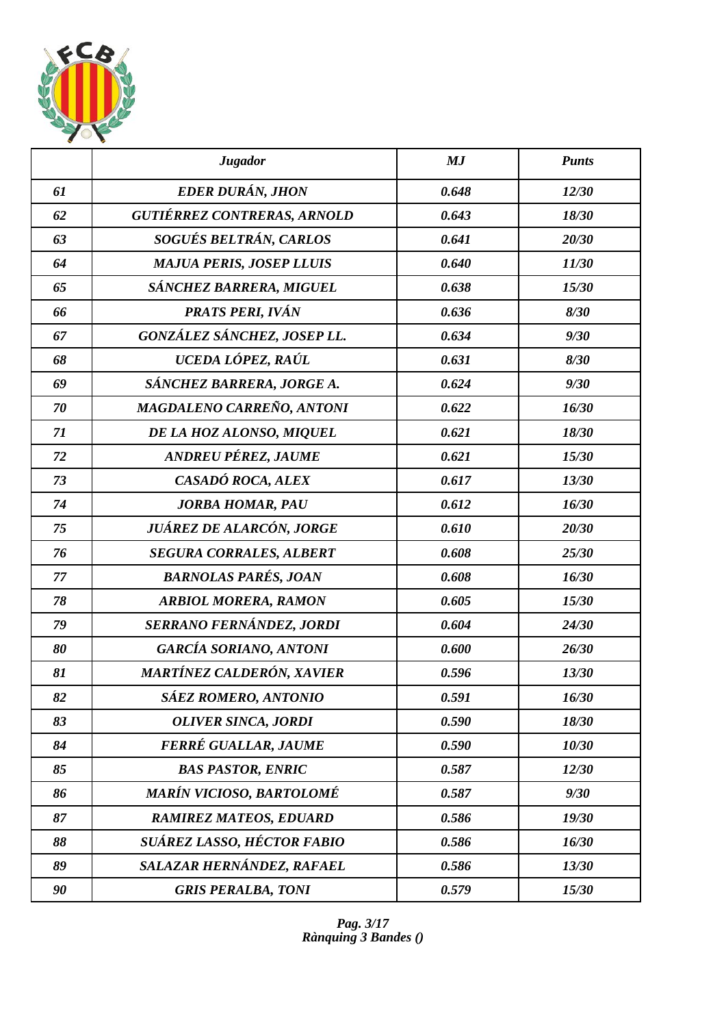| | *Jugador* | *MJ* | *Punts* |
|---|---|---|---|
| *61* | *EDER DURÁN, JHON* | *0.648* | *12/30* |
| *62* | *GUTIÉRREZ CONTRERAS, ARNOLD* | *0.643* | *18/30* |
| *63* | *SOGUÉS BELTRÁN, CARLOS* | *0.641* | *20/30* |
| *64* | *MAJUA PERIS, JOSEP LLUIS* | *0.640* | *11/30* |
| *65* | *SÁNCHEZ BARRERA, MIGUEL* | *0.638* | *15/30* |
| *66* | *PRATS PERI, IVÁN* | *0.636* | *8/30* |
| *67* | *GONZÁLEZ SÁNCHEZ, JOSEP LL.* | *0.634* | *9/30* |
| *68* | *UCEDA LÓPEZ, RAÚL* | *0.631* | *8/30* |
| *69* | *SÁNCHEZ BARRERA, JORGE A.* | *0.624* | *9/30* |
| *70* | *MAGDALENO CARREÑO, ANTONI* | *0.622* | *16/30* |
| *71* | *DE LA HOZ ALONSO, MIQUEL* | *0.621* | *18/30* |
| *72* | *ANDREU PÉREZ, JAUME* | *0.621* | *15/30* |
| *73* | *CASADÓ ROCA, ALEX* | *0.617* | *13/30* |
| *74* | *JORBA HOMAR, PAU* | *0.612* | *16/30* |
| *75* | *JUÁREZ DE ALARCÓN, JORGE* | *0.610* | *20/30* |
| *76* | *SEGURA CORRALES, ALBERT* | *0.608* | *25/30* |
| *77* | *BARNOLAS PARÉS, JOAN* | *0.608* | *16/30* |
| *78* | *ARBIOL MORERA, RAMON* | *0.605* | *15/30* |
| *79* | *SERRANO FERNÁNDEZ, JORDI* | *0.604* | *24/30* |
| *80* | *GARCÍA SORIANO, ANTONI* | *0.600* | *26/30* |
| *81* | *MARTÍNEZ CALDERÓN, XAVIER* | *0.596* | *13/30* |
| *82* | *SÁEZ ROMERO, ANTONIO* | *0.591* | *16/30* |
| *83* | *OLIVER SINCA, JORDI* | *0.590* | *18/30* |
| *84* | *FERRÉ GUALLAR, JAUME* | *0.590* | *10/30* |
| *85* | *BAS PASTOR, ENRIC* | *0.587* | *12/30* |
| *86* | *MARÍN VICIOSO, BARTOLOMÉ* | *0.587* | *9/30* |
| *87* | *RAMIREZ MATEOS, EDUARD* | *0.586* | *19/30* |
| *88* | *SUÁREZ LASSO, HÉCTOR FABIO* | *0.586* | *16/30* |
| *89* | *SALAZAR HERNÁNDEZ, RAFAEL* | *0.586* | *13/30* |
| *90* | *GRIS PERALBA, TONI* | *0.579* | *15/30* |

*Rànquing 3 Bandes ()*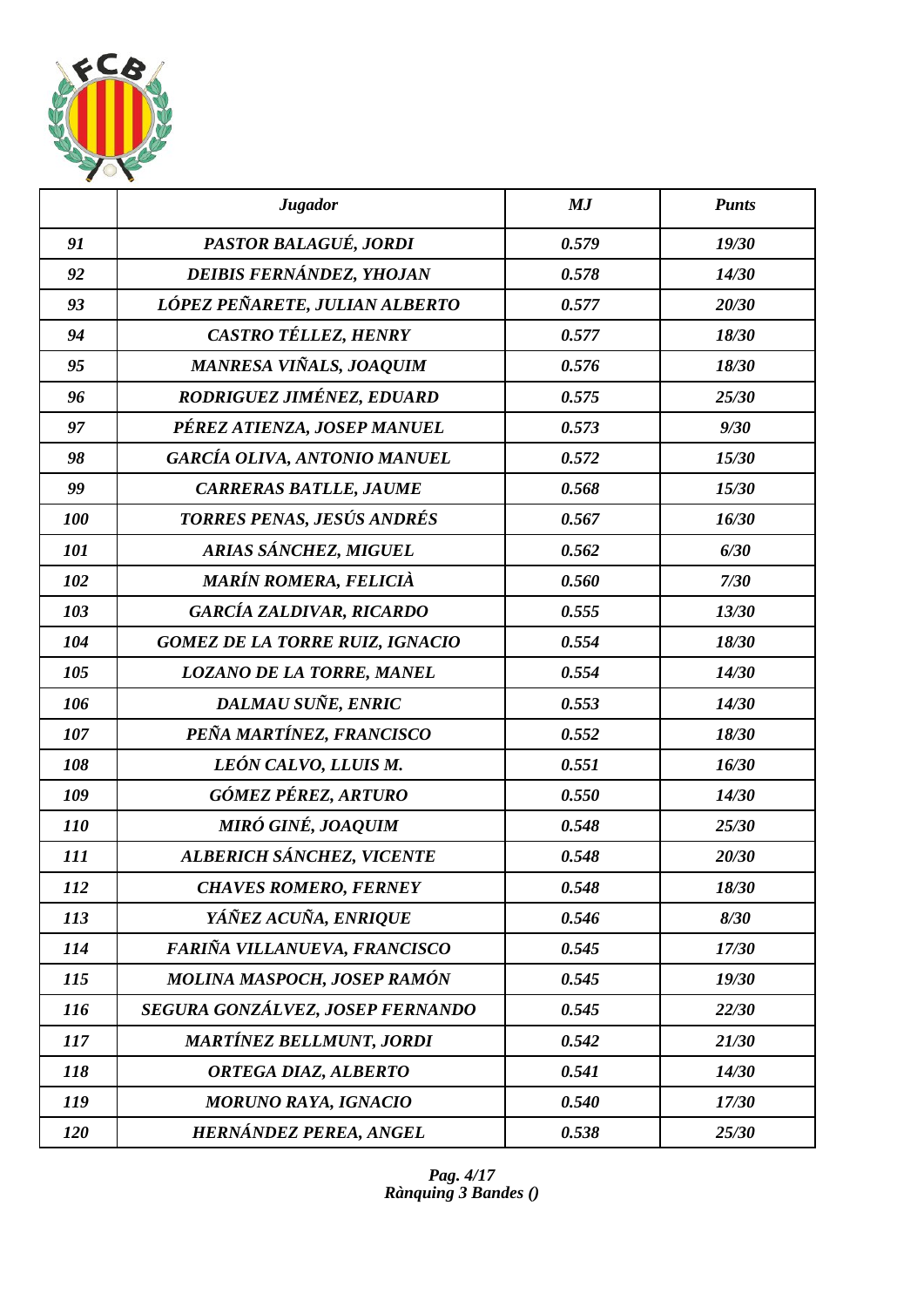| | Jugador | MJ | Punts |
|---|---|---|---|
| 91 | PASTOR BALAGUÉ, JORDI | 0.579 | 19/30 |
| 92 | DEIBIS FERNÁNDEZ, YHOJAN | 0.578 | 14/30 |
| 93 | LÓPEZ PEÑARETE, JULIAN ALBERTO | 0.577 | 20/30 |
| 94 | CASTRO TÉLLEZ, HENRY | 0.577 | 18/30 |
| 95 | MANRESA VIÑALS, JOAQUIM | 0.576 | 18/30 |
| 96 | RODRIGUEZ JIMÉNEZ, EDUARD | 0.575 | 25/30 |
| 97 | PÉREZ ATIENZA, JOSEP MANUEL | 0.573 | 9/30 |
| 98 | GARCÍA OLIVA, ANTONIO MANUEL | 0.572 | 15/30 |
| 99 | CARRERAS BATLLE, JAUME | 0.568 | 15/30 |
| 100 | TORRES PENAS, JESÚS ANDRÉS | 0.567 | 16/30 |
| 101 | ARIAS SÁNCHEZ, MIGUEL | 0.562 | 6/30 |
| 102 | MARÍN ROMERA, FELICIÀ | 0.560 | 7/30 |
| 103 | GARCÍA ZALDIVAR, RICARDO | 0.555 | 13/30 |
| 104 | GOMEZ DE LA TORRE RUIZ, IGNACIO | 0.554 | 18/30 |
| 105 | LOZANO DE LA TORRE, MANEL | 0.554 | 14/30 |
| 106 | DALMAU SUÑE, ENRIC | 0.553 | 14/30 |
| 107 | PEÑA MARTÍNEZ, FRANCISCO | 0.552 | 18/30 |
| 108 | LEÓN CALVO, LLUIS M. | 0.551 | 16/30 |
| 109 | GÓMEZ PÉREZ, ARTURO | 0.550 | 14/30 |
| 110 | MIRÓ GINÉ, JOAQUIM | 0.548 | 25/30 |
| 111 | ALBERICH SÁNCHEZ, VICENTE | 0.548 | 20/30 |
| 112 | CHAVES ROMERO, FERNEY | 0.548 | 18/30 |
| 113 | YÁÑEZ ACUÑA, ENRIQUE | 0.546 | 8/30 |
| 114 | FARIÑA VILLANUEVA, FRANCISCO | 0.545 | 17/30 |
| 115 | MOLINA MASPOCH, JOSEP RAMÓN | 0.545 | 19/30 |
| 116 | SEGURA GONZÁLVEZ, JOSEP FERNANDO | 0.545 | 22/30 |
| 117 | MARTÍNEZ BELLMUNT, JORDI | 0.542 | 21/30 |
| 118 | ORTEGA DIAZ, ALBERTO | 0.541 | 14/30 |
| 119 | MORUNO RAYA, IGNACIO | 0.540 | 17/30 |
| 120 | HERNÁNDEZ PEREA, ANGEL | 0.538 | 25/30 |

*Rànquing 3 Bandes ()*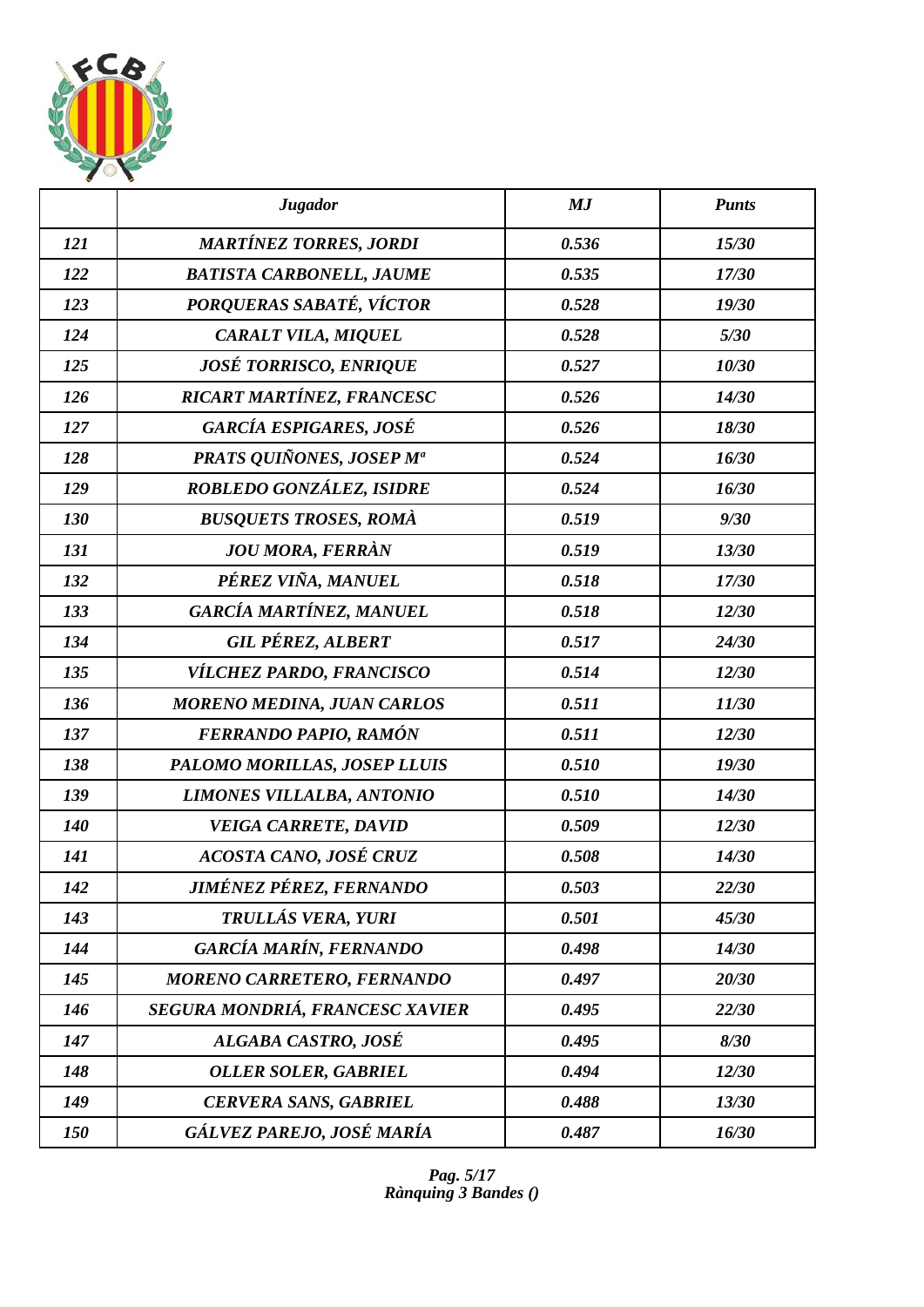| | *Jugador* | *MJ* | *Punts* |
|---|---|---|---|
| *121* | *MARTÍNEZ TORRES, JORDI* | *0.536* | *15/30* |
| *122* | *BATISTA CARBONELL, JAUME* | *0.535* | *17/30* |
| *123* | *PORQUERAS SABATÉ, VÍCTOR* | *0.528* | *19/30* |
| *124* | *CARALT VILA, MIQUEL* | *0.528* | *5/30* |
| *125* | *JOSÉ TORRISCO, ENRIQUE* | *0.527* | *10/30* |
| *126* | *RICART MARTÍNEZ, FRANCESC* | *0.526* | *14/30* |
| *127* | *GARCÍA ESPIGARES, JOSÉ* | *0.526* | *18/30* |
| *128* | *PRATS QUIÑONES, JOSEP Mª* | *0.524* | *16/30* |
| *129* | *ROBLEDO GONZÁLEZ, ISIDRE* | *0.524* | *16/30* |
| *130* | *BUSQUETS TROSES, ROMÀ* | *0.519* | *9/30* |
| *131* | *JOU MORA, FERRÀN* | *0.519* | *13/30* |
| *132* | *PÉREZ VIÑA, MANUEL* | *0.518* | *17/30* |
| *133* | *GARCÍA MARTÍNEZ, MANUEL* | *0.518* | *12/30* |
| *134* | *GIL PÉREZ, ALBERT* | *0.517* | *24/30* |
| *135* | *VÍLCHEZ PARDO, FRANCISCO* | *0.514* | *12/30* |
| *136* | *MORENO MEDINA, JUAN CARLOS* | *0.511* | *11/30* |
| *137* | *FERRANDO PAPIO, RAMÓN* | *0.511* | *12/30* |
| *138* | *PALOMO MORILLAS, JOSEP LLUIS* | *0.510* | *19/30* |
| *139* | *LIMONES VILLALBA, ANTONIO* | *0.510* | *14/30* |
| *140* | *VEIGA CARRETE, DAVID* | *0.509* | *12/30* |
| *141* | *ACOSTA CANO, JOSÉ CRUZ* | *0.508* | *14/30* |
| *142* | *JIMÉNEZ PÉREZ, FERNANDO* | *0.503* | *22/30* |
| *143* | *TRULLÁS VERA, YURI* | *0.501* | *45/30* |
| *144* | *GARCÍA MARÍN, FERNANDO* | *0.498* | *14/30* |
| *145* | *MORENO CARRETERO, FERNANDO* | *0.497* | *20/30* |
| *146* | *SEGURA MONDRIÁ, FRANCESC XAVIER* | *0.495* | *22/30* |
| *147* | *ALGABA CASTRO, JOSÉ* | *0.495* | *8/30* |
| *148* | *OLLER SOLER, GABRIEL* | *0.494* | *12/30* |
| *149* | *CERVERA SANS, GABRIEL* | *0.488* | *13/30* |
| *150* | *GÁLVEZ PAREJO, JOSÉ MARÍA* | *0.487* | *16/30* |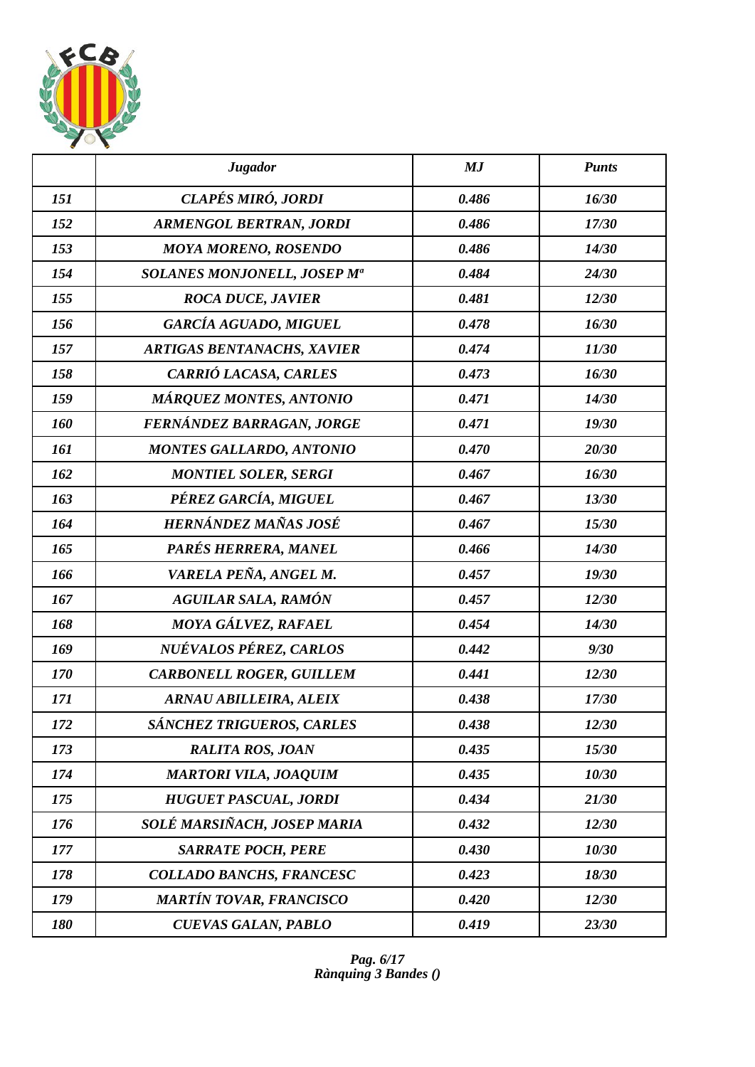| | *Jugador* | *MJ* | *Punts* |
|---|---|---|---|
| *151* | *CLAPÉS MIRÓ, JORDI* | *0.486* | *16/30* |
| *152* | *ARMENGOL BERTRAN, JORDI* | *0.486* | *17/30* |
| *153* | *MOYA MORENO, ROSENDO* | *0.486* | *14/30* |
| *154* | *SOLANES MONJONELL, JOSEP Mª* | *0.484* | *24/30* |
| *155* | *ROCA DUCE, JAVIER* | *0.481* | *12/30* |
| *156* | *GARCÍA AGUADO, MIGUEL* | *0.478* | *16/30* |
| *157* | *ARTIGAS BENTANACHS, XAVIER* | *0.474* | *11/30* |
| *158* | *CARRIÓ LACASA, CARLES* | *0.473* | *16/30* |
| *159* | *MÁRQUEZ MONTES, ANTONIO* | *0.471* | *14/30* |
| *160* | *FERNÁNDEZ BARRAGAN, JORGE* | *0.471* | *19/30* |
| *161* | *MONTES GALLARDO, ANTONIO* | *0.470* | *20/30* |
| *162* | *MONTIEL SOLER, SERGI* | *0.467* | *16/30* |
| *163* | *PÉREZ GARCÍA, MIGUEL* | *0.467* | *13/30* |
| *164* | *HERNÁNDEZ MAÑAS JOSÉ* | *0.467* | *15/30* |
| *165* | *PARÉS HERRERA, MANEL* | *0.466* | *14/30* |
| *166* | *VARELA PEÑA, ANGEL M.* | *0.457* | *19/30* |
| *167* | *AGUILAR SALA, RAMÓN* | *0.457* | *12/30* |
| *168* | *MOYA GÁLVEZ, RAFAEL* | *0.454* | *14/30* |
| *169* | *NUÉVALOS PÉREZ, CARLOS* | *0.442* | *9/30* |
| *170* | *CARBONELL ROGER, GUILLEM* | *0.441* | *12/30* |
| *171* | *ARNAU ABILLEIRA, ALEIX* | *0.438* | *17/30* |
| *172* | *SÁNCHEZ TRIGUEROS, CARLES* | *0.438* | *12/30* |
| *173* | *RALITA ROS, JOAN* | *0.435* | *15/30* |
| *174* | *MARTORI VILA, JOAQUIM* | *0.435* | *10/30* |
| *175* | *HUGUET PASCUAL, JORDI* | *0.434* | *21/30* |
| *176* | *SOLÉ MARSIÑACH, JOSEP MARIA* | *0.432* | *12/30* |
| *177* | *SARRATE POCH, PERE* | *0.430* | *10/30* |
| *178* | *COLLADO BANCHS, FRANCESC* | *0.423* | *18/30* |
| *179* | *MARTÍN TOVAR, FRANCISCO* | *0.420* | *12/30* |
| *180* | *CUEVAS GALAN, PABLO* | *0.419* | *23/30* |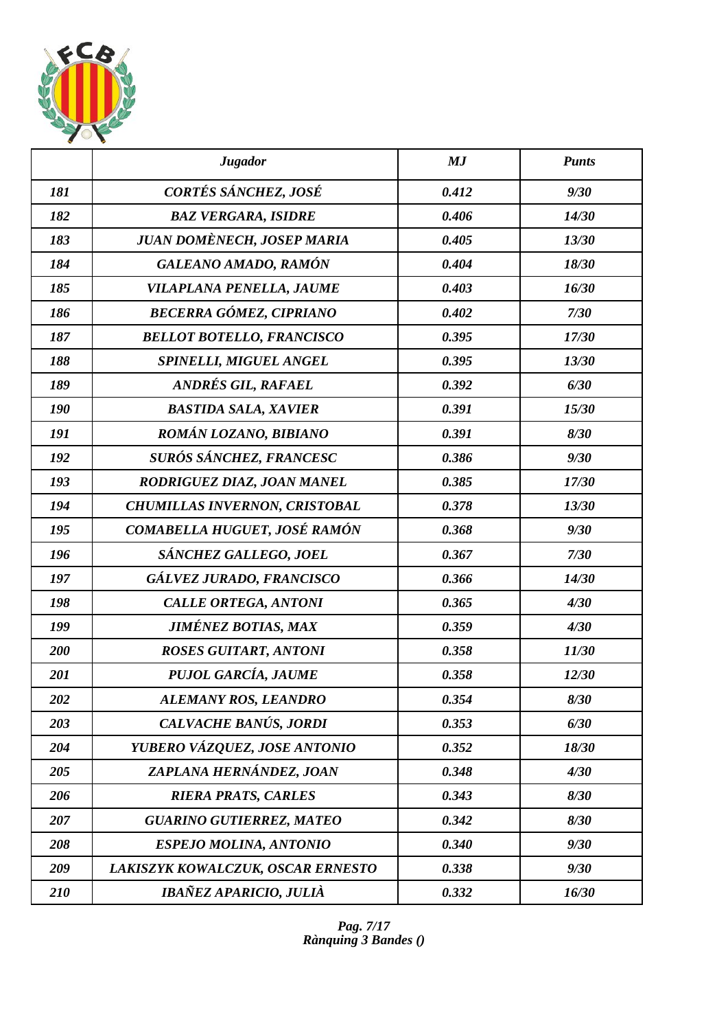| | *Jugador* | *MJ* | *Punts* |
|---|---|---|---|
| *181* | *CORTÉS SÁNCHEZ, JOSÉ* | *0.412* | *9/30* |
| *182* | *BAZ VERGARA, ISIDRE* | *0.406* | *14/30* |
| *183* | *JUAN DOMÈNECH, JOSEP MARIA* | *0.405* | *13/30* |
| *184* | *GALEANO AMADO, RAMÓN* | *0.404* | *18/30* |
| *185* | *VILAPLANA PENELLA, JAUME* | *0.403* | *16/30* |
| *186* | *BECERRA GÓMEZ, CIPRIANO* | *0.402* | *7/30* |
| *187* | *BELLOT BOTELLO, FRANCISCO* | *0.395* | *17/30* |
| *188* | *SPINELLI, MIGUEL ANGEL* | *0.395* | *13/30* |
| *189* | *ANDRÉS GIL, RAFAEL* | *0.392* | *6/30* |
| *190* | *BASTIDA SALA, XAVIER* | *0.391* | *15/30* |
| *191* | *ROMÁN LOZANO, BIBIANO* | *0.391* | *8/30* |
| *192* | *SURÓS SÁNCHEZ, FRANCESC* | *0.386* | *9/30* |
| *193* | *RODRIGUEZ DIAZ, JOAN MANEL* | *0.385* | *17/30* |
| *194* | *CHUMILLAS INVERNON, CRISTOBAL* | *0.378* | *13/30* |
| *195* | *COMABELLA HUGUET, JOSÉ RAMÓN* | *0.368* | *9/30* |
| *196* | *SÁNCHEZ GALLEGO, JOEL* | *0.367* | *7/30* |
| *197* | *GÁLVEZ JURADO, FRANCISCO* | *0.366* | *14/30* |
| *198* | *CALLE ORTEGA, ANTONI* | *0.365* | *4/30* |
| *199* | *JIMÉNEZ BOTIAS, MAX* | *0.359* | *4/30* |
| *200* | *ROSES GUITART, ANTONI* | *0.358* | *11/30* |
| *201* | *PUJOL GARCÍA, JAUME* | *0.358* | *12/30* |
| *202* | *ALEMANY ROS, LEANDRO* | *0.354* | *8/30* |
| *203* | *CALVACHE BANÚS, JORDI* | *0.353* | *6/30* |
| *204* | *YUBERO VÁZQUEZ, JOSE ANTONIO* | *0.352* | *18/30* |
| *205* | *ZAPLANA HERNÁNDEZ, JOAN* | *0.348* | *4/30* |
| *206* | *RIERA PRATS, CARLES* | *0.343* | *8/30* |
| *207* | *GUARINO GUTIERREZ, MATEO* | *0.342* | *8/30* |
| *208* | *ESPEJO MOLINA, ANTONIO* | *0.340* | *9/30* |
| *209* | *LAKISZYK KOWALCZUK, OSCAR ERNESTO* | *0.338* | *9/30* |
| *210* | *IBAÑEZ APARICIO, JULIÀ* | *0.332* | *16/30* |

*Rànquing 3 Bandes ()*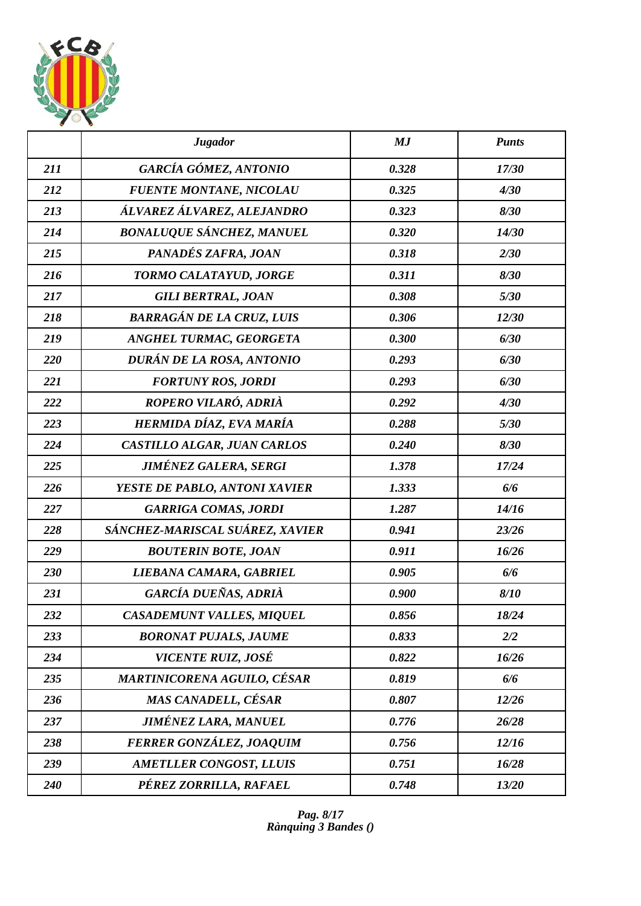| | *Jugador* | *MJ* | *Punts* |
|---|---|---|---|
| *211* | *GARCÍA GÓMEZ, ANTONIO* | *0.328* | *17/30* |
| *212* | *FUENTE MONTANE, NICOLAU* | *0.325* | *4/30* |
| *213* | *ÁLVAREZ ÁLVAREZ, ALEJANDRO* | *0.323* | *8/30* |
| *214* | *BONALUQUE SÁNCHEZ, MANUEL* | *0.320* | *14/30* |
| *215* | *PANADÉS ZAFRA, JOAN* | *0.318* | *2/30* |
| *216* | *TORMO CALATAYUD, JORGE* | *0.311* | *8/30* |
| *217* | *GILI BERTRAL, JOAN* | *0.308* | *5/30* |
| *218* | *BARRAGÁN DE LA CRUZ, LUIS* | *0.306* | *12/30* |
| *219* | *ANGHEL TURMAC, GEORGETA* | *0.300* | *6/30* |
| *220* | *DURÁN DE LA ROSA, ANTONIO* | *0.293* | *6/30* |
| *221* | *FORTUNY ROS, JORDI* | *0.293* | *6/30* |
| *222* | *ROPERO VILARÓ, ADRIÀ* | *0.292* | *4/30* |
| *223* | *HERMIDA DÍAZ, EVA MARÍA* | *0.288* | *5/30* |
| *224* | *CASTILLO ALGAR, JUAN CARLOS* | *0.240* | *8/30* |
| *225* | *JIMÉNEZ GALERA, SERGI* | *1.378* | *17/24* |
| *226* | *YESTE DE PABLO, ANTONI XAVIER* | *1.333* | *6/6* |
| *227* | *GARRIGA COMAS, JORDI* | *1.287* | *14/16* |
| *228* | *SÁNCHEZ-MARISCAL SUÁREZ, XAVIER* | *0.941* | *23/26* |
| *229* | *BOUTERIN BOTE, JOAN* | *0.911* | *16/26* |
| *230* | *LIEBANA CAMARA, GABRIEL* | *0.905* | *6/6* |
| *231* | *GARCÍA DUEÑAS, ADRIÀ* | *0.900* | *8/10* |
| *232* | *CASADEMUNT VALLES, MIQUEL* | *0.856* | *18/24* |
| *233* | *BORONAT PUJALS, JAUME* | *0.833* | *2/2* |
| *234* | *VICENTE RUIZ, JOSÉ* | *0.822* | *16/26* |
| *235* | *MARTINICORENA AGUILO, CÉSAR* | *0.819* | *6/6* |
| *236* | *MAS CANADELL, CÉSAR* | *0.807* | *12/26* |
| *237* | *JIMÉNEZ LARA, MANUEL* | *0.776* | *26/28* |
| *238* | *FERRER GONZÁLEZ, JOAQUIM* | *0.756* | *12/16* |
| *239* | *AMETLLER CONGOST, LLUIS* | *0.751* | *16/28* |
| *240* | *PÉREZ ZORRILLA, RAFAEL* | *0.748* | *13/20* |

*Rànquing 3 Bandes ()*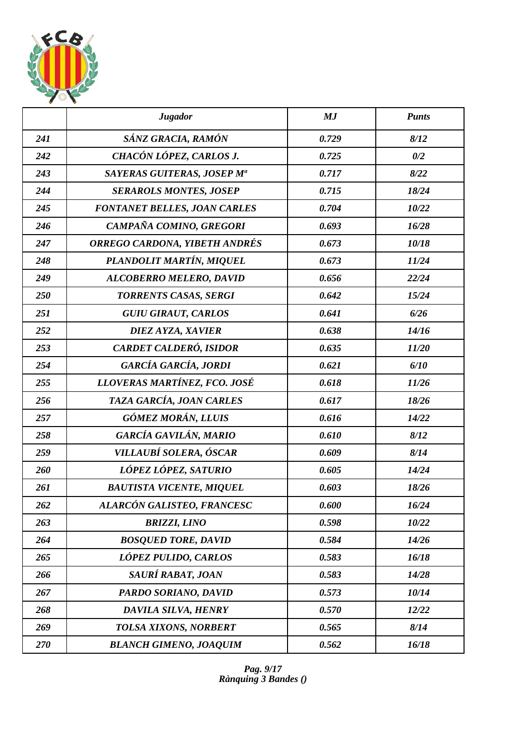|  | *Jugador* | *MJ* | *Punts* |
|---|---|---|---|
| *241* | *SÁNZ GRACIA, RAMÓN* | *0.729* | *8/12* |
| *242* | *CHACÓN LÓPEZ, CARLOS J.* | *0.725* | *0/2* |
| *243* | *SAYERAS GUITERAS, JOSEP Mª* | *0.717* | *8/22* |
| *244* | *SERAROLS MONTES, JOSEP* | *0.715* | *18/24* |
| *245* | *FONTANET BELLES, JOAN CARLES* | *0.704* | *10/22* |
| *246* | *CAMPAÑA COMINO, GREGORI* | *0.693* | *16/28* |
| *247* | *ORREGO CARDONA, YIBETH ANDRÉS* | *0.673* | *10/18* |
| *248* | *PLANDOLIT MARTÍN, MIQUEL* | *0.673* | *11/24* |
| *249* | *ALCOBERRO MELERO, DAVID* | *0.656* | *22/24* |
| *250* | *TORRENTS CASAS, SERGI* | *0.642* | *15/24* |
| *251* | *GUIU GIRAUT, CARLOS* | *0.641* | *6/26* |
| *252* | *DIEZ AYZA, XAVIER* | *0.638* | *14/16* |
| *253* | *CARDET CALDERÓ, ISIDOR* | *0.635* | *11/20* |
| *254* | *GARCÍA GARCÍA, JORDI* | *0.621* | *6/10* |
| *255* | *LLOVERAS MARTÍNEZ, FCO. JOSÉ* | *0.618* | *11/26* |
| *256* | *TAZA GARCÍA, JOAN CARLES* | *0.617* | *18/26* |
| *257* | *GÓMEZ MORÁN, LLUIS* | *0.616* | *14/22* |
| *258* | *GARCÍA GAVILÁN, MARIO* | *0.610* | *8/12* |
| *259* | *VILLAUBÍ SOLERA, ÓSCAR* | *0.609* | *8/14* |
| *260* | *LÓPEZ LÓPEZ, SATURIO* | *0.605* | *14/24* |
| *261* | *BAUTISTA VICENTE, MIQUEL* | *0.603* | *18/26* |
| *262* | *ALARCÓN GALISTEO, FRANCESC* | *0.600* | *16/24* |
| *263* | *BRIZZI, LINO* | *0.598* | *10/22* |
| *264* | *BOSQUED TORE, DAVID* | *0.584* | *14/26* |
| *265* | *LÓPEZ PULIDO, CARLOS* | *0.583* | *16/18* |
| *266* | *SAURÍ RABAT, JOAN* | *0.583* | *14/28* |
| *267* | *PARDO SORIANO, DAVID* | *0.573* | *10/14* |
| *268* | *DAVILA SILVA, HENRY* | *0.570* | *12/22* |
| *269* | *TOLSA XIXONS, NORBERT* | *0.565* | *8/14* |
| *270* | *BLANCH GIMENO, JOAQUIM* | *0.562* | *16/18* |

*Rànquing 3 Bandes ()*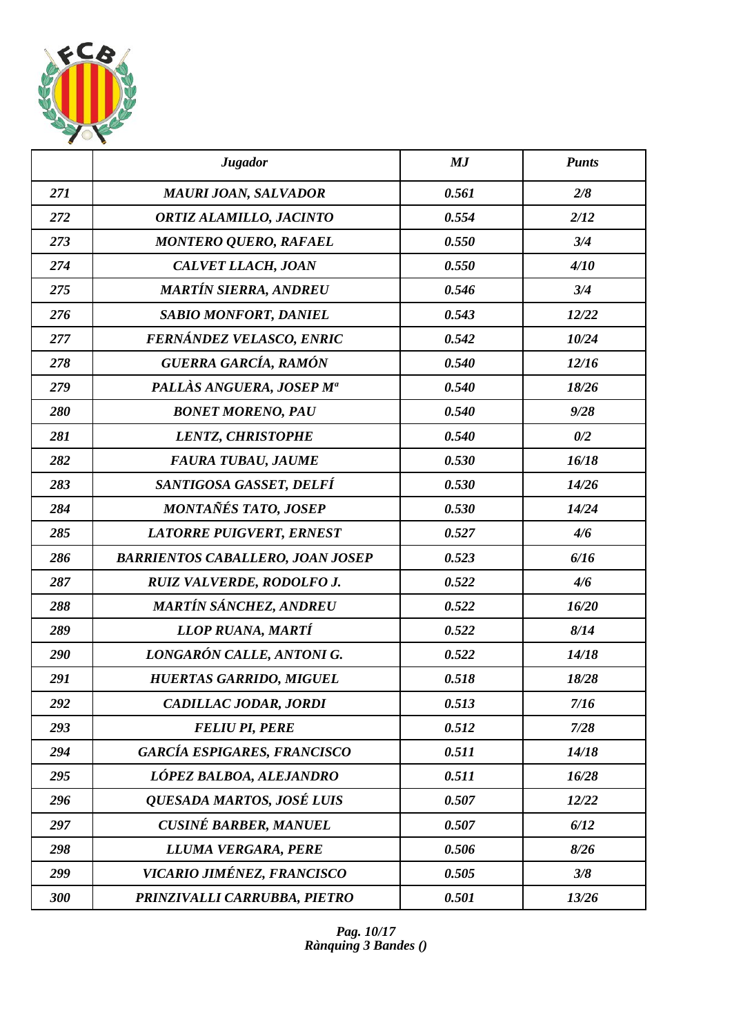|  | Jugador | MJ | Punts |
|---|---|---|---|
| 271 | MAURI JOAN, SALVADOR | 0.561 | 2/8 |
| 272 | ORTIZ ALAMILLO, JACINTO | 0.554 | 2/12 |
| 273 | MONTERO QUERO, RAFAEL | 0.550 | 3/4 |
| 274 | CALVET LLACH, JOAN | 0.550 | 4/10 |
| 275 | MARTÍN SIERRA, ANDREU | 0.546 | 3/4 |
| 276 | SABIO MONFORT, DANIEL | 0.543 | 12/22 |
| 277 | FERNÁNDEZ VELASCO, ENRIC | 0.542 | 10/24 |
| 278 | GUERRA GARCÍA, RAMÓN | 0.540 | 12/16 |
| 279 | PALLÀS ANGUERA, JOSEP Mª | 0.540 | 18/26 |
| 280 | BONET MORENO, PAU | 0.540 | 9/28 |
| 281 | LENTZ, CHRISTOPHE | 0.540 | 0/2 |
| 282 | FAURA TUBAU, JAUME | 0.530 | 16/18 |
| 283 | SANTIGOSA GASSET, DELFÍ | 0.530 | 14/26 |
| 284 | MONTAÑÉS TATO, JOSEP | 0.530 | 14/24 |
| 285 | LATORRE PUIGVERT, ERNEST | 0.527 | 4/6 |
| 286 | BARRIENTOS CABALLERO, JOAN JOSEP | 0.523 | 6/16 |
| 287 | RUIZ VALVERDE, RODOLFO J. | 0.522 | 4/6 |
| 288 | MARTÍN SÁNCHEZ, ANDREU | 0.522 | 16/20 |
| 289 | LLOP RUANA, MARTÍ | 0.522 | 8/14 |
| 290 | LONGARÓN CALLE, ANTONI G. | 0.522 | 14/18 |
| 291 | HUERTAS GARRIDO, MIGUEL | 0.518 | 18/28 |
| 292 | CADILLAC JODAR, JORDI | 0.513 | 7/16 |
| 293 | FELIU PI, PERE | 0.512 | 7/28 |
| 294 | GARCÍA ESPIGARES, FRANCISCO | 0.511 | 14/18 |
| 295 | LÓPEZ BALBOA, ALEJANDRO | 0.511 | 16/28 |
| 296 | QUESADA MARTOS, JOSÉ LUIS | 0.507 | 12/22 |
| 297 | CUSINÉ BARBER, MANUEL | 0.507 | 6/12 |
| 298 | LLUMA VERGARA, PERE | 0.506 | 8/26 |
| 299 | VICARIO JIMÉNEZ, FRANCISCO | 0.505 | 3/8 |
| 300 | PRINZIVALLI CARRUBBA, PIETRO | 0.501 | 13/26 |

*Rànquing 3 Bandes ()*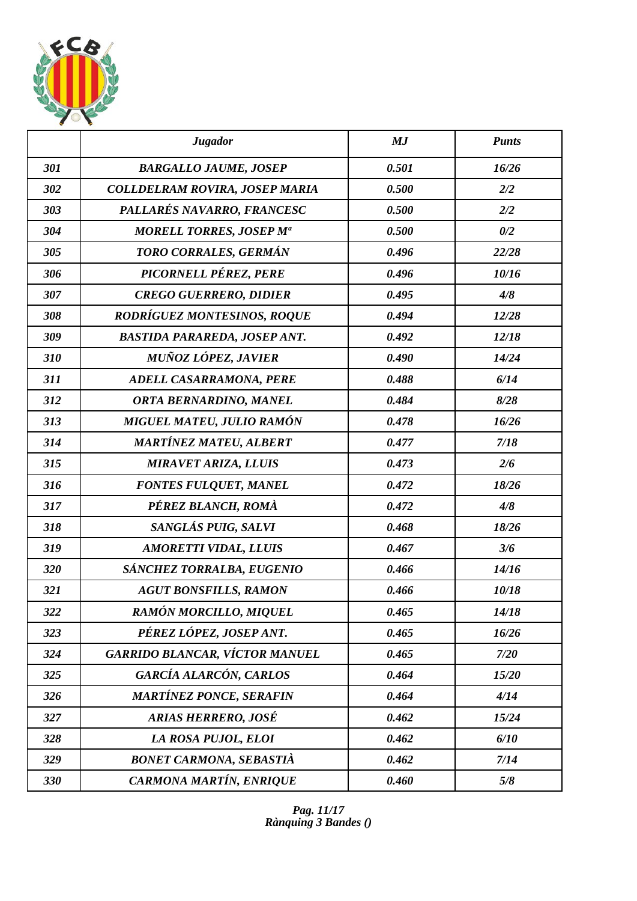| | *Jugador* | *MJ* | *Punts* |
|---|---|---|---|
| *301* | *BARGALLO JAUME, JOSEP* | *0.501* | *16/26* |
| *302* | *COLLDELRAM ROVIRA, JOSEP MARIA* | *0.500* | *2/2* |
| *303* | *PALLARÉS NAVARRO, FRANCESC* | *0.500* | *2/2* |
| *304* | *MORELL TORRES, JOSEP Mª* | *0.500* | *0/2* |
| *305* | *TORO CORRALES, GERMÁN* | *0.496* | *22/28* |
| *306* | *PICORNELL PÉREZ, PERE* | *0.496* | *10/16* |
| *307* | *CREGO GUERRERO, DIDIER* | *0.495* | *4/8* |
| *308* | *RODRÍGUEZ MONTESINOS, ROQUE* | *0.494* | *12/28* |
| *309* | *BASTIDA PARAREDA, JOSEP ANT.* | *0.492* | *12/18* |
| *310* | *MUÑOZ LÓPEZ, JAVIER* | *0.490* | *14/24* |
| *311* | *ADELL CASARRAMONA, PERE* | *0.488* | *6/14* |
| *312* | *ORTA BERNARDINO, MANEL* | *0.484* | *8/28* |
| *313* | *MIGUEL MATEU, JULIO RAMÓN* | *0.478* | *16/26* |
| *314* | *MARTÍNEZ MATEU, ALBERT* | *0.477* | *7/18* |
| *315* | *MIRAVET ARIZA, LLUIS* | *0.473* | *2/6* |
| *316* | *FONTES FULQUET, MANEL* | *0.472* | *18/26* |
| *317* | *PÉREZ BLANCH, ROMÀ* | *0.472* | *4/8* |
| *318* | *SANGLÁS PUIG, SALVI* | *0.468* | *18/26* |
| *319* | *AMORETTI VIDAL, LLUIS* | *0.467* | *3/6* |
| *320* | *SÁNCHEZ TORRALBA, EUGENIO* | *0.466* | *14/16* |
| *321* | *AGUT BONSFILLS, RAMON* | *0.466* | *10/18* |
| *322* | *RAMÓN MORCILLO, MIQUEL* | *0.465* | *14/18* |
| *323* | *PÉREZ LÓPEZ, JOSEP ANT.* | *0.465* | *16/26* |
| *324* | *GARRIDO BLANCAR, VÍCTOR MANUEL* | *0.465* | *7/20* |
| *325* | *GARCÍA ALARCÓN, CARLOS* | *0.464* | *15/20* |
| *326* | *MARTÍNEZ PONCE, SERAFIN* | *0.464* | *4/14* |
| *327* | *ARIAS HERRERO, JOSÉ* | *0.462* | *15/24* |
| *328* | *LA ROSA PUJOL, ELOI* | *0.462* | *6/10* |
| *329* | *BONET CARMONA, SEBASTIÀ* | *0.462* | *7/14* |
| *330* | *CARMONA MARTÍN, ENRIQUE* | *0.460* | *5/8* |

*Rànquing 3 Bandes ()*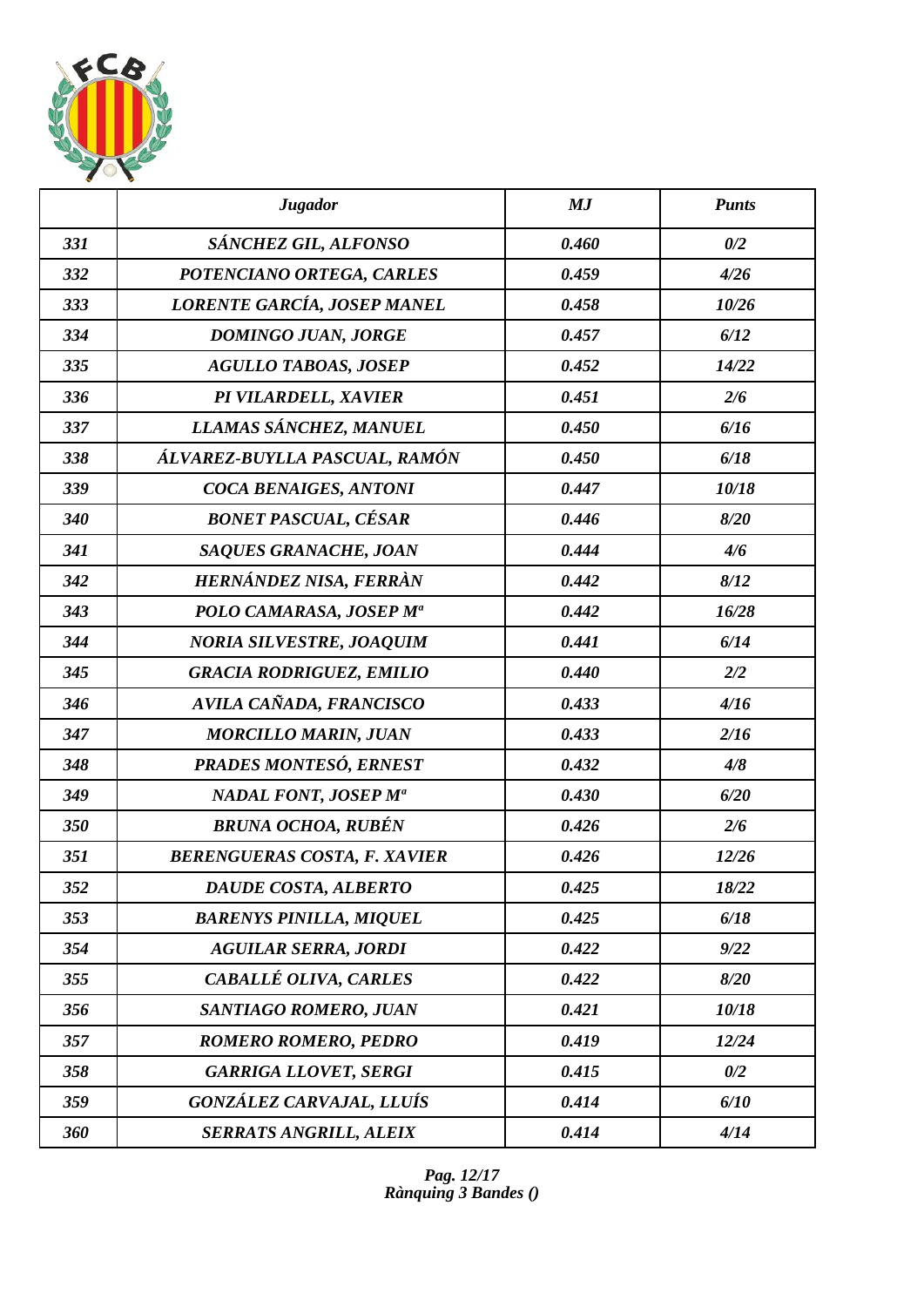| | *Jugador* | *MJ* | *Punts* |
|---|---|---|---|
| *331* | *SÁNCHEZ GIL, ALFONSO* | *0.460* | *0/2* |
| *332* | *POTENCIANO ORTEGA, CARLES* | *0.459* | *4/26* |
| *333* | *LORENTE GARCÍA, JOSEP MANEL* | *0.458* | *10/26* |
| *334* | *DOMINGO JUAN, JORGE* | *0.457* | *6/12* |
| *335* | *AGULLO TABOAS, JOSEP* | *0.452* | *14/22* |
| *336* | *PI VILARDELL, XAVIER* | *0.451* | *2/6* |
| *337* | *LLAMAS SÁNCHEZ, MANUEL* | *0.450* | *6/16* |
| *338* | *ÁLVAREZ-BUYLLA PASCUAL, RAMÓN* | *0.450* | *6/18* |
| *339* | *COCA BENAIGES, ANTONI* | *0.447* | *10/18* |
| *340* | *BONET PASCUAL, CÉSAR* | *0.446* | *8/20* |
| *341* | *SAQUES GRANACHE, JOAN* | *0.444* | *4/6* |
| *342* | *HERNÁNDEZ NISA, FERRÀN* | *0.442* | *8/12* |
| *343* | *POLO CAMARASA, JOSEP Mª* | *0.442* | *16/28* |
| *344* | *NORIA SILVESTRE, JOAQUIM* | *0.441* | *6/14* |
| *345* | *GRACIA RODRIGUEZ, EMILIO* | *0.440* | *2/2* |
| *346* | *AVILA CAÑADA, FRANCISCO* | *0.433* | *4/16* |
| *347* | *MORCILLO MARIN, JUAN* | *0.433* | *2/16* |
| *348* | *PRADES MONTESÓ, ERNEST* | *0.432* | *4/8* |
| *349* | *NADAL FONT, JOSEP Mª* | *0.430* | *6/20* |
| *350* | *BRUNA OCHOA, RUBÉN* | *0.426* | *2/6* |
| *351* | *BERENGUERAS COSTA, F. XAVIER* | *0.426* | *12/26* |
| *352* | *DAUDE COSTA, ALBERTO* | *0.425* | *18/22* |
| *353* | *BARENYS PINILLA, MIQUEL* | *0.425* | *6/18* |
| *354* | *AGUILAR SERRA, JORDI* | *0.422* | *9/22* |
| *355* | *CABALLÉ OLIVA, CARLES* | *0.422* | *8/20* |
| *356* | *SANTIAGO ROMERO, JUAN* | *0.421* | *10/18* |
| *357* | *ROMERO ROMERO, PEDRO* | *0.419* | *12/24* |
| *358* | *GARRIGA LLOVET, SERGI* | *0.415* | *0/2* |
| *359* | *GONZÁLEZ CARVAJAL, LLUÍS* | *0.414* | *6/10* |
| *360* | *SERRATS ANGRILL, ALEIX* | *0.414* | *4/14* |

*Rànquing 3 Bandes ()*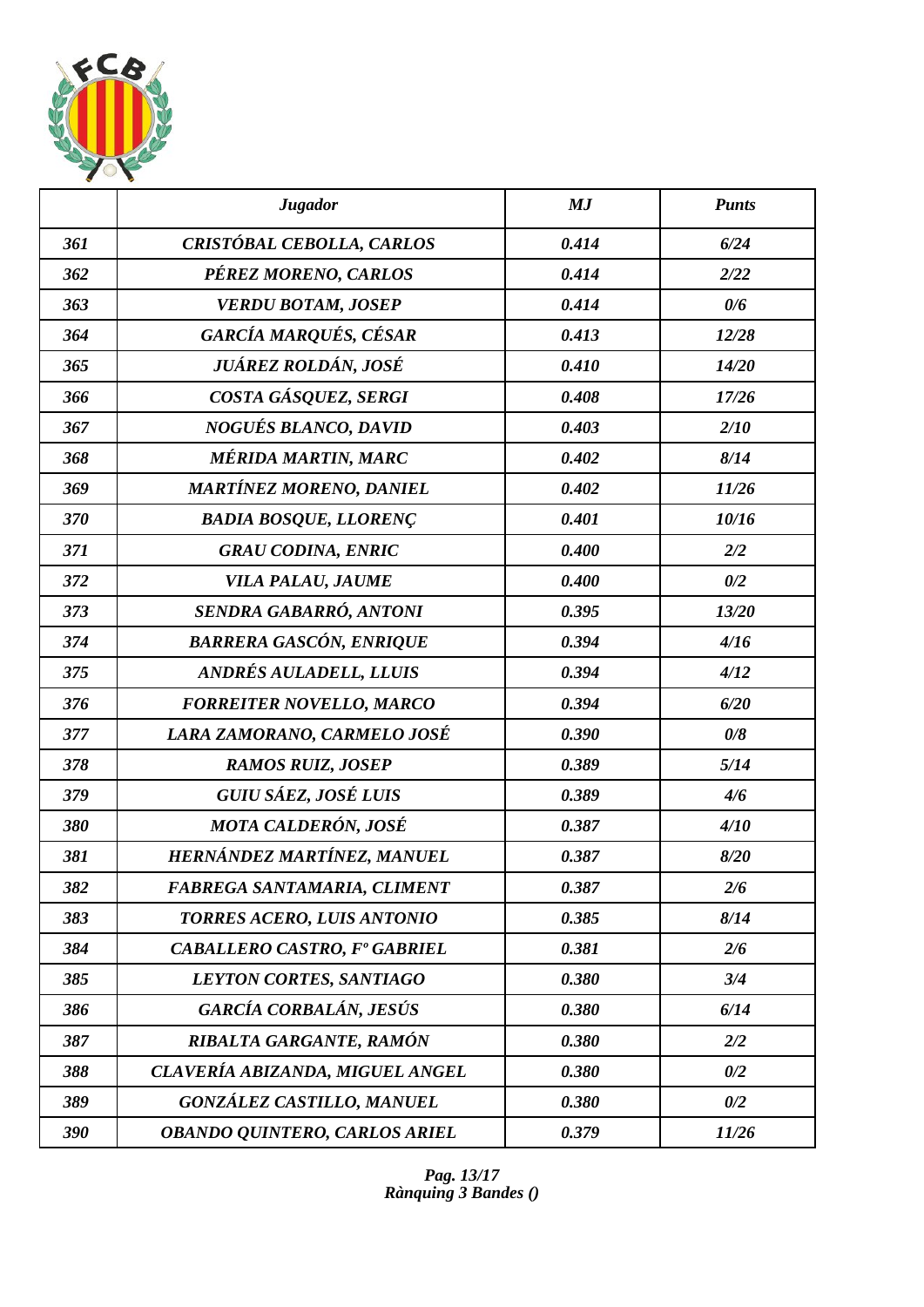| | *Jugador* | *MJ* | *Punts* |
|---|---|---|---|
| *361* | *CRISTÓBAL CEBOLLA, CARLOS* | *0.414* | *6/24* |
| *362* | *PÉREZ MORENO, CARLOS* | *0.414* | *2/22* |
| *363* | *VERDU BOTAM, JOSEP* | *0.414* | *0/6* |
| *364* | *GARCÍA MARQUÉS, CÉSAR* | *0.413* | *12/28* |
| *365* | *JUÁREZ ROLDÁN, JOSÉ* | *0.410* | *14/20* |
| *366* | *COSTA GÁSQUEZ, SERGI* | *0.408* | *17/26* |
| *367* | *NOGUÉS BLANCO, DAVID* | *0.403* | *2/10* |
| *368* | *MÉRIDA MARTIN, MARC* | *0.402* | *8/14* |
| *369* | *MARTÍNEZ MORENO, DANIEL* | *0.402* | *11/26* |
| *370* | *BADIA BOSQUE, LLORENÇ* | *0.401* | *10/16* |
| *371* | *GRAU CODINA, ENRIC* | *0.400* | *2/2* |
| *372* | *VILA PALAU, JAUME* | *0.400* | *0/2* |
| *373* | *SENDRA GABARRÓ, ANTONI* | *0.395* | *13/20* |
| *374* | *BARRERA GASCÓN, ENRIQUE* | *0.394* | *4/16* |
| *375* | *ANDRÉS AULADELL, LLUIS* | *0.394* | *4/12* |
| *376* | *FORREITER NOVELLO, MARCO* | *0.394* | *6/20* |
| *377* | *LARA ZAMORANO, CARMELO JOSÉ* | *0.390* | *0/8* |
| *378* | *RAMOS RUIZ, JOSEP* | *0.389* | *5/14* |
| *379* | *GUIU SÁEZ, JOSÉ LUIS* | *0.389* | *4/6* |
| *380* | *MOTA CALDERÓN, JOSÉ* | *0.387* | *4/10* |
| *381* | *HERNÁNDEZ MARTÍNEZ, MANUEL* | *0.387* | *8/20* |
| *382* | *FABREGA SANTAMARIA, CLIMENT* | *0.387* | *2/6* |
| *383* | *TORRES ACERO, LUIS ANTONIO* | *0.385* | *8/14* |
| *384* | *CABALLERO CASTRO, Fº GABRIEL* | *0.381* | *2/6* |
| *385* | *LEYTON CORTES, SANTIAGO* | *0.380* | *3/4* |
| *386* | *GARCÍA CORBALÁN, JESÚS* | *0.380* | *6/14* |
| *387* | *RIBALTA GARGANTE, RAMÓN* | *0.380* | *2/2* |
| *388* | *CLAVERÍA ABIZANDA, MIGUEL ANGEL* | *0.380* | *0/2* |
| *389* | *GONZÁLEZ CASTILLO, MANUEL* | *0.380* | *0/2* |
| *390* | *OBANDO QUINTERO, CARLOS ARIEL* | *0.379* | *11/26* |

*Rànquing 3 Bandes ()*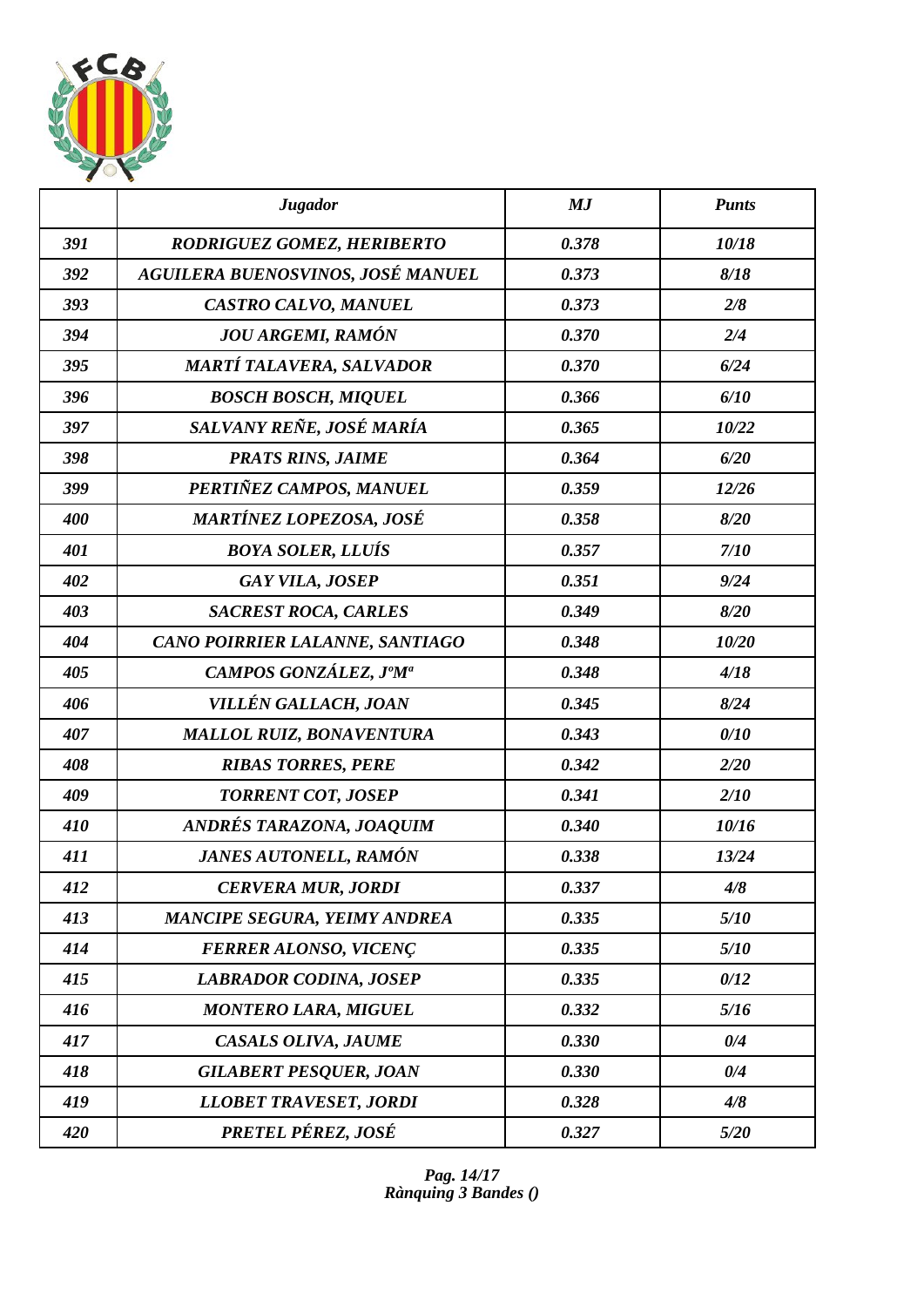| | *Jugador* | *MJ* | *Punts* |
|---|---|---|---|
| *391* | *RODRIGUEZ GOMEZ, HERIBERTO* | *0.378* | *10/18* |
| *392* | *AGUILERA BUENOSVINOS, JOSÉ MANUEL* | *0.373* | *8/18* |
| *393* | *CASTRO CALVO, MANUEL* | *0.373* | *2/8* |
| *394* | *JOU ARGEMI, RAMÓN* | *0.370* | *2/4* |
| *395* | *MARTÍ TALAVERA, SALVADOR* | *0.370* | *6/24* |
| *396* | *BOSCH BOSCH, MIQUEL* | *0.366* | *6/10* |
| *397* | *SALVANY REÑE, JOSÉ MARÍA* | *0.365* | *10/22* |
| *398* | *PRATS RINS, JAIME* | *0.364* | *6/20* |
| *399* | *PERTIÑEZ CAMPOS, MANUEL* | *0.359* | *12/26* |
| *400* | *MARTÍNEZ LOPEZOSA, JOSÉ* | *0.358* | *8/20* |
| *401* | *BOYA SOLER, LLUÍS* | *0.357* | *7/10* |
| *402* | *GAY VILA, JOSEP* | *0.351* | *9/24* |
| *403* | *SACREST ROCA, CARLES* | *0.349* | *8/20* |
| *404* | *CANO POIRRIER LALANNE, SANTIAGO* | *0.348* | *10/20* |
| *405* | *CAMPOS GONZÁLEZ, JºMª* | *0.348* | *4/18* |
| *406* | *VILLÉN GALLACH, JOAN* | *0.345* | *8/24* |
| *407* | *MALLOL RUIZ, BONAVENTURA* | *0.343* | *0/10* |
| *408* | *RIBAS TORRES, PERE* | *0.342* | *2/20* |
| *409* | *TORRENT COT, JOSEP* | *0.341* | *2/10* |
| *410* | *ANDRÉS TARAZONA, JOAQUIM* | *0.340* | *10/16* |
| *411* | *JANES AUTONELL, RAMÓN* | *0.338* | *13/24* |
| *412* | *CERVERA MUR, JORDI* | *0.337* | *4/8* |
| *413* | *MANCIPE SEGURA, YEIMY ANDREA* | *0.335* | *5/10* |
| *414* | *FERRER ALONSO, VICENÇ* | *0.335* | *5/10* |
| *415* | *LABRADOR CODINA, JOSEP* | *0.335* | *0/12* |
| *416* | *MONTERO LARA, MIGUEL* | *0.332* | *5/16* |
| *417* | *CASALS OLIVA, JAUME* | *0.330* | *0/4* |
| *418* | *GILABERT PESQUER, JOAN* | *0.330* | *0/4* |
| *419* | *LLOBET TRAVESET, JORDI* | *0.328* | *4/8* |
| *420* | *PRETEL PÉREZ, JOSÉ* | *0.327* | *5/20* |

*Rànquing 3 Bandes ()*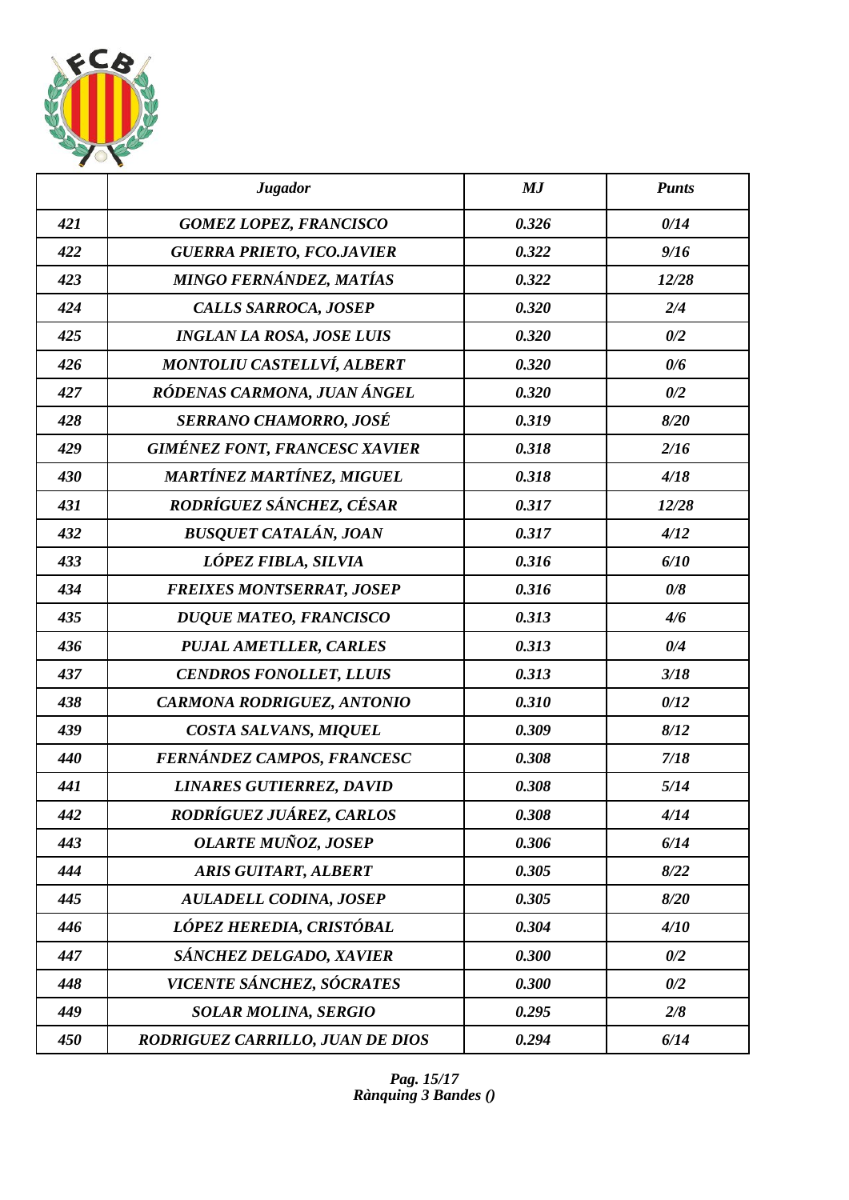| | *Jugador* | *MJ* | *Punts* |
|---|---|---|---|
| *421* | *GOMEZ LOPEZ, FRANCISCO* | *0.326* | *0/14* |
| *422* | *GUERRA PRIETO, FCO.JAVIER* | *0.322* | *9/16* |
| *423* | *MINGO FERNÁNDEZ, MATÍAS* | *0.322* | *12/28* |
| *424* | *CALLS SARROCA, JOSEP* | *0.320* | *2/4* |
| *425* | *INGLAN LA ROSA, JOSE LUIS* | *0.320* | *0/2* |
| *426* | *MONTOLIU CASTELLVÍ, ALBERT* | *0.320* | *0/6* |
| *427* | *RÓDENAS CARMONA, JUAN ÁNGEL* | *0.320* | *0/2* |
| *428* | *SERRANO CHAMORRO, JOSÉ* | *0.319* | *8/20* |
| *429* | *GIMÉNEZ FONT, FRANCESC XAVIER* | *0.318* | *2/16* |
| *430* | *MARTÍNEZ MARTÍNEZ, MIGUEL* | *0.318* | *4/18* |
| *431* | *RODRÍGUEZ SÁNCHEZ, CÉSAR* | *0.317* | *12/28* |
| *432* | *BUSQUET CATALÁN, JOAN* | *0.317* | *4/12* |
| *433* | *LÓPEZ FIBLA, SILVIA* | *0.316* | *6/10* |
| *434* | *FREIXES MONTSERRAT, JOSEP* | *0.316* | *0/8* |
| *435* | *DUQUE MATEO, FRANCISCO* | *0.313* | *4/6* |
| *436* | *PUJAL AMETLLER, CARLES* | *0.313* | *0/4* |
| *437* | *CENDROS FONOLLET, LLUIS* | *0.313* | *3/18* |
| *438* | *CARMONA RODRIGUEZ, ANTONIO* | *0.310* | *0/12* |
| *439* | *COSTA SALVANS, MIQUEL* | *0.309* | *8/12* |
| *440* | *FERNÁNDEZ CAMPOS, FRANCESC* | *0.308* | *7/18* |
| *441* | *LINARES GUTIERREZ, DAVID* | *0.308* | *5/14* |
| *442* | *RODRÍGUEZ JUÁREZ, CARLOS* | *0.308* | *4/14* |
| *443* | *OLARTE MUÑOZ, JOSEP* | *0.306* | *6/14* |
| *444* | *ARIS GUITART, ALBERT* | *0.305* | *8/22* |
| *445* | *AULADELL CODINA, JOSEP* | *0.305* | *8/20* |
| *446* | *LÓPEZ HEREDIA, CRISTÓBAL* | *0.304* | *4/10* |
| *447* | *SÁNCHEZ DELGADO, XAVIER* | *0.300* | *0/2* |
| *448* | *VICENTE SÁNCHEZ, SÓCRATES* | *0.300* | *0/2* |
| *449* | *SOLAR MOLINA, SERGIO* | *0.295* | *2/8* |
| *450* | *RODRIGUEZ CARRILLO, JUAN DE DIOS* | *0.294* | *6/14* |

*Rànquing 3 Bandes ()*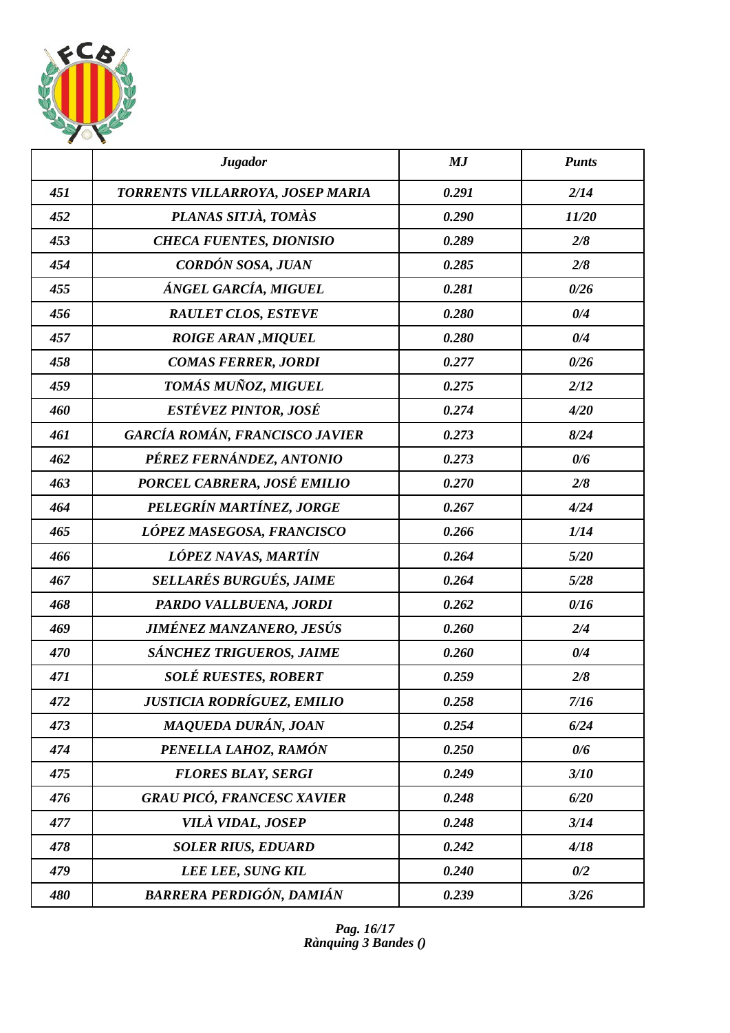| | Jugador | MJ | Punts |
|---|---|---|---|
| 451 | TORRENTS VILLARROYA, JOSEP MARIA | 0.291 | 2/14 |
| 452 | PLANAS SITJÀ, TOMÀS | 0.290 | 11/20 |
| 453 | CHECA FUENTES, DIONISIO | 0.289 | 2/8 |
| 454 | CORDÓN SOSA, JUAN | 0.285 | 2/8 |
| 455 | ÁNGEL GARCÍA, MIGUEL | 0.281 | 0/26 |
| 456 | RAULET CLOS, ESTEVE | 0.280 | 0/4 |
| 457 | ROIGE ARAN ,MIQUEL | 0.280 | 0/4 |
| 458 | COMAS FERRER, JORDI | 0.277 | 0/26 |
| 459 | TOMÁS MUÑOZ, MIGUEL | 0.275 | 2/12 |
| 460 | ESTÉVEZ PINTOR, JOSÉ | 0.274 | 4/20 |
| 461 | GARCÍA ROMÁN, FRANCISCO JAVIER | 0.273 | 8/24 |
| 462 | PÉREZ FERNÁNDEZ, ANTONIO | 0.273 | 0/6 |
| 463 | PORCEL CABRERA, JOSÉ EMILIO | 0.270 | 2/8 |
| 464 | PELEGRÍN MARTÍNEZ, JORGE | 0.267 | 4/24 |
| 465 | LÓPEZ MASEGOSA, FRANCISCO | 0.266 | 1/14 |
| 466 | LÓPEZ NAVAS, MARTÍN | 0.264 | 5/20 |
| 467 | SELLARÉS BURGUÉS, JAIME | 0.264 | 5/28 |
| 468 | PARDO VALLBUENA, JORDI | 0.262 | 0/16 |
| 469 | JIMÉNEZ MANZANERO, JESÚS | 0.260 | 2/4 |
| 470 | SÁNCHEZ TRIGUEROS, JAIME | 0.260 | 0/4 |
| 471 | SOLÉ RUESTES, ROBERT | 0.259 | 2/8 |
| 472 | JUSTICIA RODRÍGUEZ, EMILIO | 0.258 | 7/16 |
| 473 | MAQUEDA DURÁN, JOAN | 0.254 | 6/24 |
| 474 | PENELLA LAHOZ, RAMÓN | 0.250 | 0/6 |
| 475 | FLORES BLAY, SERGI | 0.249 | 3/10 |
| 476 | GRAU PICÓ, FRANCESC XAVIER | 0.248 | 6/20 |
| 477 | VILÀ VIDAL, JOSEP | 0.248 | 3/14 |
| 478 | SOLER RIUS, EDUARD | 0.242 | 4/18 |
| 479 | LEE LEE, SUNG KIL | 0.240 | 0/2 |
| 480 | BARRERA PERDIGÓN, DAMIÁN | 0.239 | 3/26 |

*Rànquing 3 Bandes ()*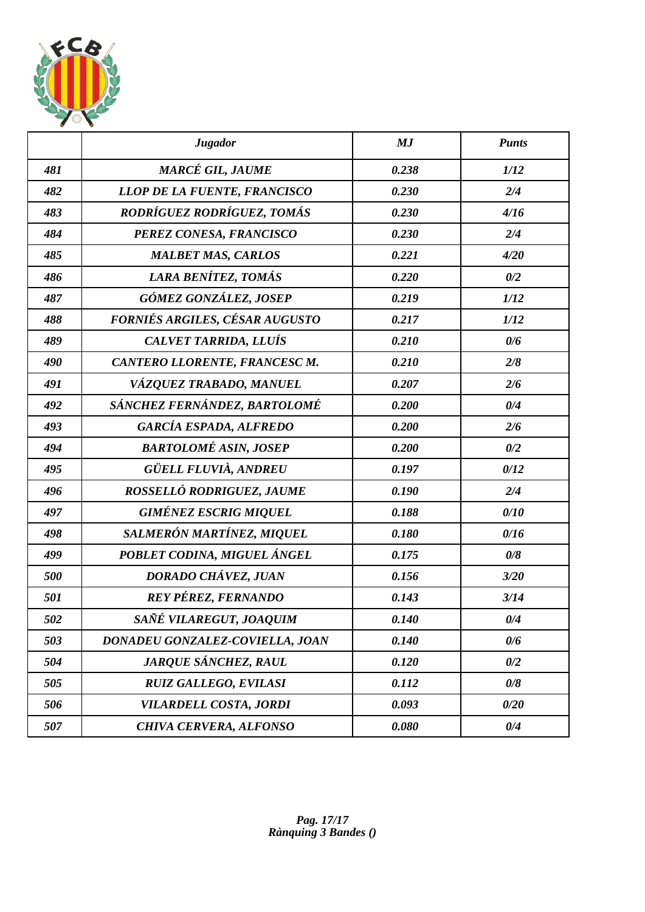| | *Jugador* | *MJ* | *Punts* |
|---|---|---|---|
| *481* | *MARCÉ GIL, JAUME* | *0.238* | *1/12* |
| *482* | *LLOP DE LA FUENTE, FRANCISCO* | *0.230* | *2/4* |
| *483* | *RODRÍGUEZ RODRÍGUEZ, TOMÁS* | *0.230* | *4/16* |
| *484* | *PEREZ CONESA, FRANCISCO* | *0.230* | *2/4* |
| *485* | *MALBET MAS, CARLOS* | *0.221* | *4/20* |
| *486* | *LARA BENÍTEZ, TOMÁS* | *0.220* | *0/2* |
| *487* | *GÓMEZ GONZÁLEZ, JOSEP* | *0.219* | *1/12* |
| *488* | *FORNIÉS ARGILES, CÉSAR AUGUSTO* | *0.217* | *1/12* |
| *489* | *CALVET TARRIDA, LLUÍS* | *0.210* | *0/6* |
| *490* | *CANTERO LLORENTE, FRANCESC M.* | *0.210* | *2/8* |
| *491* | *VÁZQUEZ TRABADO, MANUEL* | *0.207* | *2/6* |
| *492* | *SÁNCHEZ FERNÁNDEZ, BARTOLOMÉ* | *0.200* | *0/4* |
| *493* | *GARCÍA ESPADA, ALFREDO* | *0.200* | *2/6* |
| *494* | *BARTOLOMÉ ASIN, JOSEP* | *0.200* | *0/2* |
| *495* | *GÜELL FLUVIÀ, ANDREU* | *0.197* | *0/12* |
| *496* | *ROSSELLÓ RODRIGUEZ, JAUME* | *0.190* | *2/4* |
| *497* | *GIMÉNEZ ESCRIG MIQUEL* | *0.188* | *0/10* |
| *498* | *SALMERÓN MARTÍNEZ, MIQUEL* | *0.180* | *0/16* |
| *499* | *POBLET CODINA, MIGUEL ÁNGEL* | *0.175* | *0/8* |
| *500* | *DORADO CHÁVEZ, JUAN* | *0.156* | *3/20* |
| *501* | *REY PÉREZ, FERNANDO* | *0.143* | *3/14* |
| *502* | *SAÑÉ VILAREGUT, JOAQUIM* | *0.140* | *0/4* |
| *503* | *DONADEU GONZALEZ-COVIELLA, JOAN* | *0.140* | *0/6* |
| *504* | *JARQUE SÁNCHEZ, RAUL* | *0.120* | *0/2* |
| *505* | *RUIZ GALLEGO, EVILASI* | *0.112* | *0/8* |
| *506* | *VILARDELL COSTA, JORDI* | *0.093* | *0/20* |
| *507* | *CHIVA CERVERA, ALFONSO* | *0.080* | *0/4* |